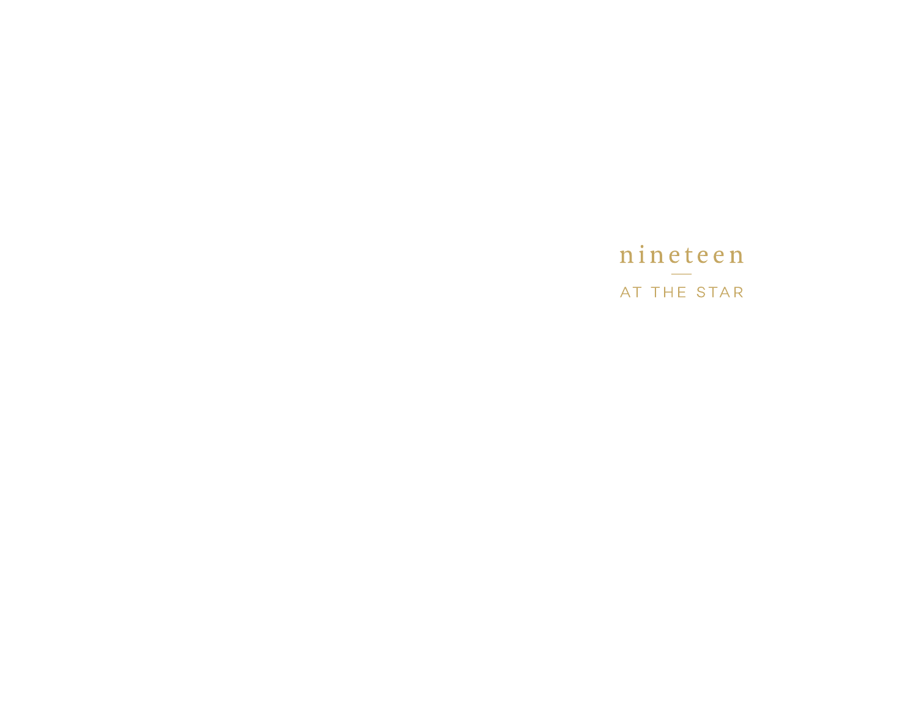# nineteen

AT THE STAR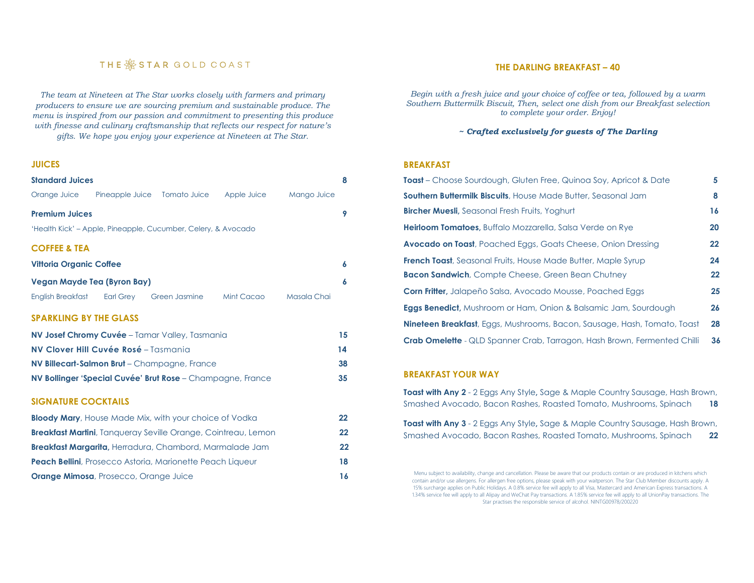THE STAR GOLD COAST

*The team at Nineteen at The Star works closely with farmers and primary producers to ensure we are sourcing premium and sustainable produce. The menu is inspired from our passion and commitment to presenting this produce with finesse and culinary craftsmanship that reflects our respect for nature's gifts. We hope you enjoy your experience at Nineteen at The Star.*

## JUICES

**Standard Juices** 8

Orange Juice | Pineapple Juice | Tomato Juice | Apple Juice | Mango Juice

**Premium Juices** 9

'Health Kick' – Apple, Pineapple, Cucumber, Celery, & Avocado

## COFFEE & TEA

**Vittoria Organic Coffee** 6

**Vegan Mayde Tea (Byron Bay)** 6

English Breakfast | Earl Grey | Green Jasmine | Mint Cacao | Masala Chai

## SPARKLING BY THE GLASS

**NV Josef Chromy Cuvée** – Tamar Valley, Tasmania 15

**NV Clover Hill Cuvée Rosé** – Tasmania 14

**NV Billecart-Salmon Brut** – Champagne, France 38

**NV Bollinger 'Special Cuvée' Brut Rose** – Champagne, France 35

## SIGNATURE COCKTAILS

**Bloody Mary**, House Made Mix, with your choice of Vodka 22

**Breakfast Martini**, Tanqueray Seville Orange, Cointreau, Lemon 22

**Breakfast Margarita,** Herradura, Chambord, Marmalade Jam 22

**Peach Bellini**, Prosecco Astoria, Marionette Peach Liqueur 18

**Orange Mimosa**, Prosecco, Orange Juice 16

## THE DARLING BREAKFAST – 40

*Begin with a fresh juice and your choice of coffee or tea, followed by a warm Southern Buttermilk Biscuit, Then, select one dish from our Breakfast selection to complete your order. Enjoy!*

***~ Crafted exclusively for guests of The Darling***

## BREAKFAST

**Toast** – Choose Sourdough, Gluten Free, Quinoa Soy, Apricot & Date 5

**Southern Buttermilk Biscuits**, House Made Butter, Seasonal Jam 8

**Bircher Muesli,** Seasonal Fresh Fruits, Yoghurt 16

**Heirloom Tomatoes,** Buffalo Mozzarella, Salsa Verde on Rye 20

**Avocado on Toast**, Poached Eggs, Goats Cheese, Onion Dressing 22

**French Toast**, Seasonal Fruits, House Made Butter, Maple Syrup 24

**Bacon Sandwich**, Compte Cheese, Green Bean Chutney 22

**Corn Fritter,** Jalapeño Salsa, Avocado Mousse, Poached Eggs 25

**Eggs Benedict,** Mushroom or Ham, Onion & Balsamic Jam, Sourdough 26

**Nineteen Breakfast**, Eggs, Mushrooms, Bacon, Sausage, Hash, Tomato, Toast 28

**Crab Omelette** - QLD Spanner Crab, Tarragon, Hash Brown, Fermented Chilli 36

## BREAKFAST YOUR WAY

**Toast with Any 2** - 2 Eggs Any Style**,** Sage & Maple Country Sausage, Hash Brown, Smashed Avocado, Bacon Rashes, Roasted Tomato, Mushrooms, Spinach 18

**Toast with Any 3** - 2 Eggs Any Style**,** Sage & Maple Country Sausage, Hash Brown, Smashed Avocado, Bacon Rashes, Roasted Tomato, Mushrooms, Spinach 22

Menu subject to availability, change and cancellation. Please be aware that our products contain or are produced in kitchens which contain and/or use allergens. For allergen free options, please speak with your waitperson. The Star Club Member discounts apply. A 15% surcharge applies on Public Holidays. A 0.8% service fee will apply to all Visa, Mastercard and American Express transactions. A 1.34% service fee will apply to all Alipay and WeChat Pay transactions. A 1.85% service fee will apply to all UnionPay transactions. The Star practises the responsible service of alcohol. NINTG00978/200220